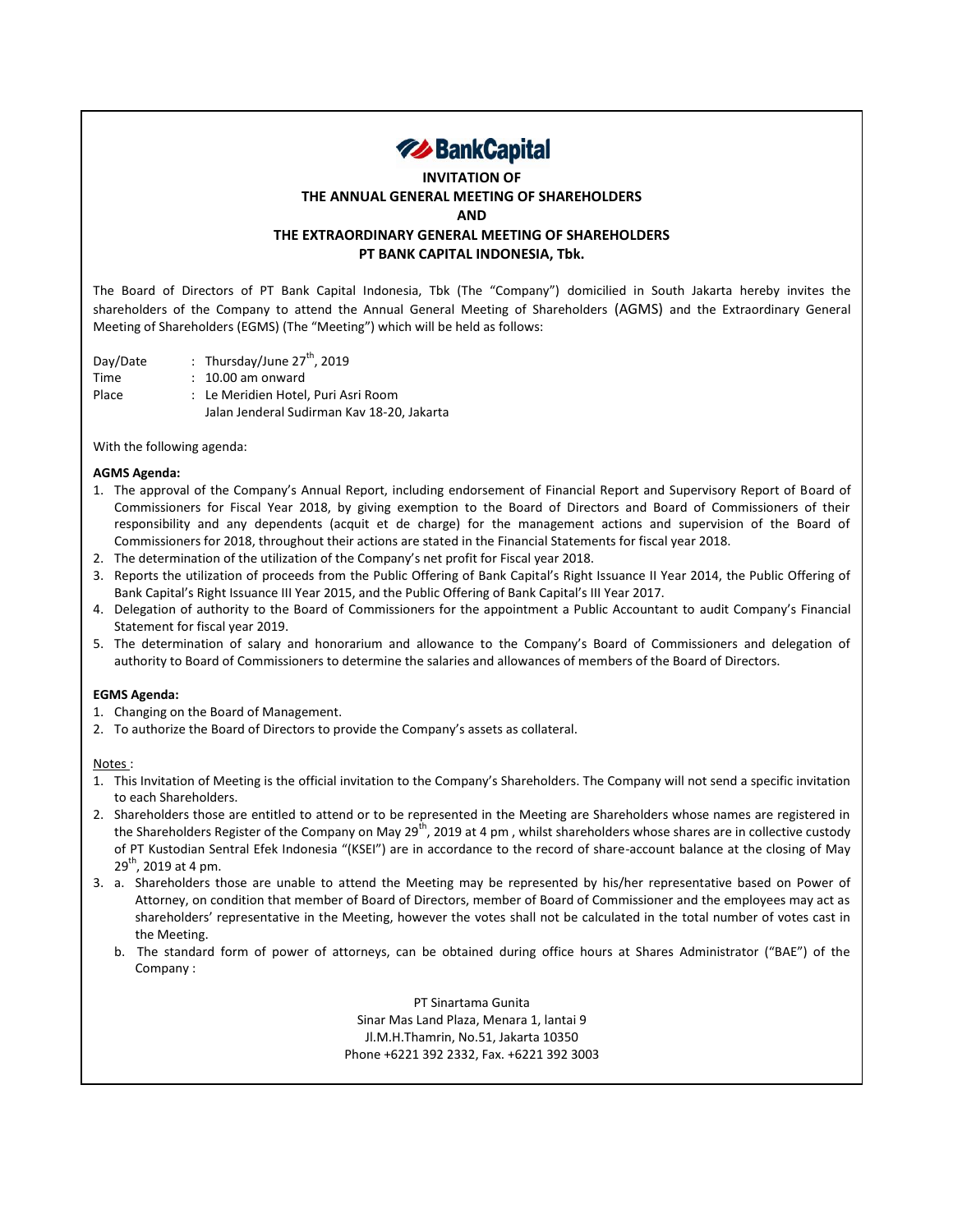**BankCapital**

# INVITATION OF THE ANNUAL GENERAL MEETING OF SHAREHOLDERS AND THE EXTRAORDINARY GENERAL MEETING OF SHAREHOLDERS PT BANK CAPITAL INDONESIA, Tbk.

The Board of Directors of PT Bank Capital Indonesia, Tbk (The "Company") domicilied in South Jakarta hereby invites the shareholders of the Company to attend the Annual General Meeting of Shareholders (AGMS) and the Extraordinary General Meeting of Shareholders (EGMS) (The "Meeting") which will be held as follows:

| | | |
|---|---|---|
| Day/Date | : | Thursday/June 27th, 2019 |
| Time | : | 10.00 am onward |
| Place | : | Le Meridien Hotel, Puri Asri Room<br>Jalan Jenderal Sudirman Kav 18-20, Jakarta |

With the following agenda:

**AGMS Agenda:**

1. The approval of the Company's Annual Report, including endorsement of Financial Report and Supervisory Report of Board of Commissioners for Fiscal Year 2018, by giving exemption to the Board of Directors and Board of Commissioners of their responsibility and any dependents (acquit et de charge) for the management actions and supervision of the Board of Commissioners for 2018, throughout their actions are stated in the Financial Statements for fiscal year 2018.
2. The determination of the utilization of the Company's net profit for Fiscal year 2018.
3. Reports the utilization of proceeds from the Public Offering of Bank Capital's Right Issuance II Year 2014, the Public Offering of Bank Capital's Right Issuance III Year 2015, and the Public Offering of Bank Capital's III Year 2017.
4. Delegation of authority to the Board of Commissioners for the appointment a Public Accountant to audit Company's Financial Statement for fiscal year 2019.
5. The determination of salary and honorarium and allowance to the Company's Board of Commissioners and delegation of authority to Board of Commissioners to determine the salaries and allowances of members of the Board of Directors.

**EGMS Agenda:**

1. Changing on the Board of Management.
2. To authorize the Board of Directors to provide the Company's assets as collateral.

Notes :

1. This Invitation of Meeting is the official invitation to the Company's Shareholders. The Company will not send a specific invitation to each Shareholders.
2. Shareholders those are entitled to attend or to be represented in the Meeting are Shareholders whose names are registered in the Shareholders Register of the Company on May 29th, 2019 at 4 pm , whilst shareholders whose shares are in collective custody of PT Kustodian Sentral Efek Indonesia "(KSEI") are in accordance to the record of share-account balance at the closing of May 29th, 2019 at 4 pm.
3. a. Shareholders those are unable to attend the Meeting may be represented by his/her representative based on Power of Attorney, on condition that member of Board of Directors, member of Board of Commissioner and the employees may act as shareholders' representative in the Meeting, however the votes shall not be calculated in the total number of votes cast in the Meeting.

   b. The standard form of power of attorneys, can be obtained during office hours at Shares Administrator ("BAE") of the Company :

   PT Sinartama Gunita
   Sinar Mas Land Plaza, Menara 1, lantai 9
   Jl.M.H.Thamrin, No.51, Jakarta 10350
   Phone +6221 392 2332, Fax. +6221 392 3003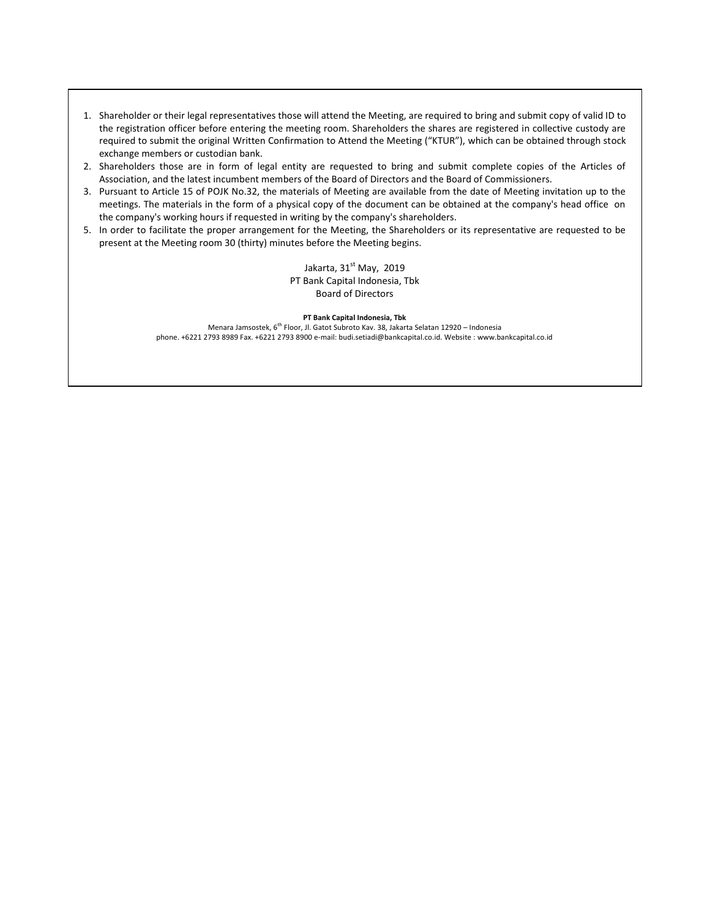1. Shareholder or their legal representatives those will attend the Meeting, are required to bring and submit copy of valid ID to the registration officer before entering the meeting room. Shareholders the shares are registered in collective custody are required to submit the original Written Confirmation to Attend the Meeting ("KTUR"), which can be obtained through stock exchange members or custodian bank.
2. Shareholders those are in form of legal entity are requested to bring and submit complete copies of the Articles of Association, and the latest incumbent members of the Board of Directors and the Board of Commissioners.
3. Pursuant to Article 15 of POJK No.32, the materials of Meeting are available from the date of Meeting invitation up to the meetings. The materials in the form of a physical copy of the document can be obtained at the company's head office on the company's working hours if requested in writing by the company's shareholders.
5. In order to facilitate the proper arrangement for the Meeting, the Shareholders or its representative are requested to be present at the Meeting room 30 (thirty) minutes before the Meeting begins.

Jakarta, 31st May, 2019
PT Bank Capital Indonesia, Tbk
Board of Directors

**PT Bank Capital Indonesia, Tbk**
Menara Jamsostek, 6th Floor, Jl. Gatot Subroto Kav. 38, Jakarta Selatan 12920 – Indonesia
phone. +6221 2793 8989 Fax. +6221 2793 8900 e-mail: budi.setiadi@bankcapital.co.id. Website : www.bankcapital.co.id